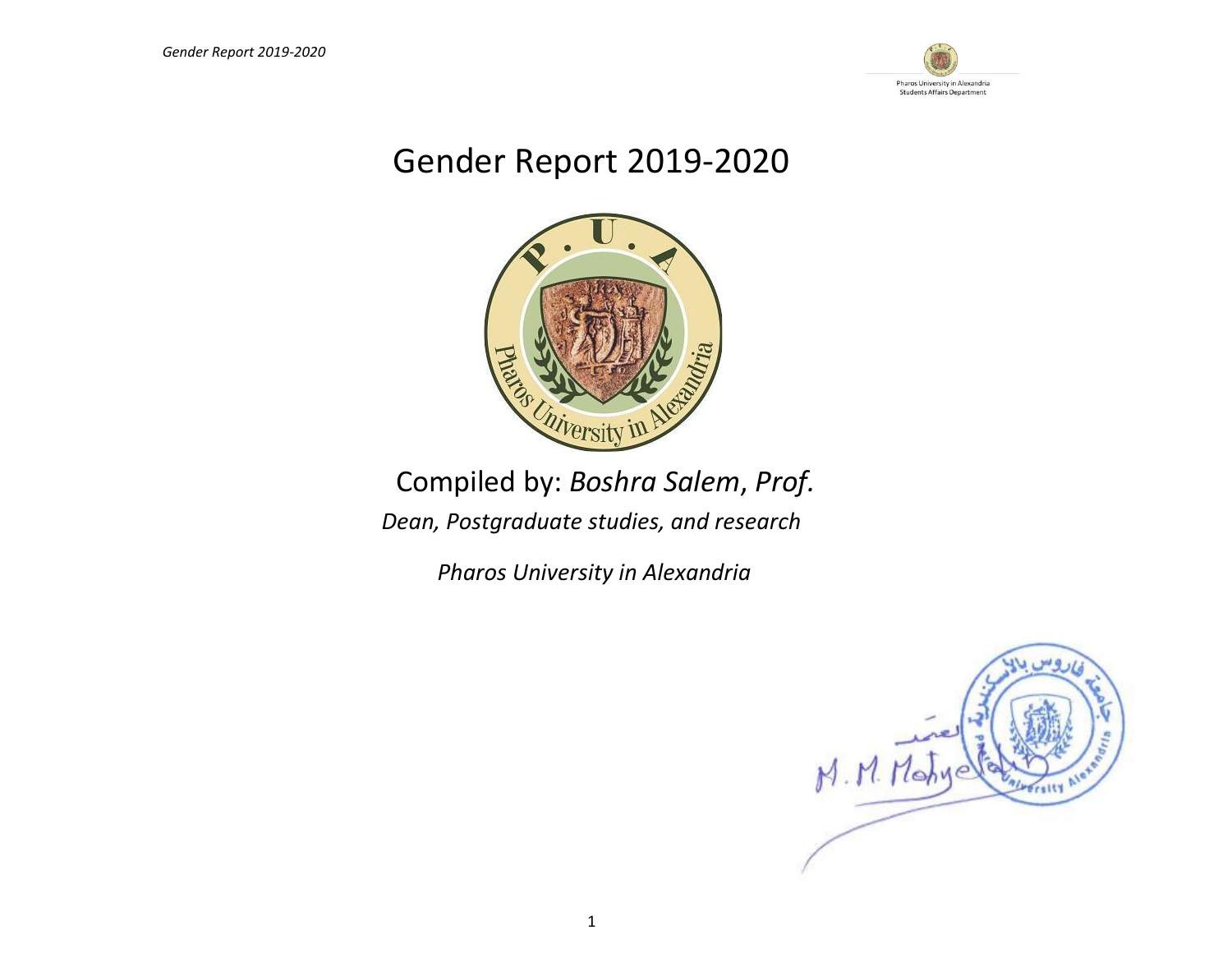# Gender Report 2019-2020

Compiled by: *Boshra Salem*, *Prof.*

*Dean, Postgraduate studies, and research*

*Pharos University in Alexandria*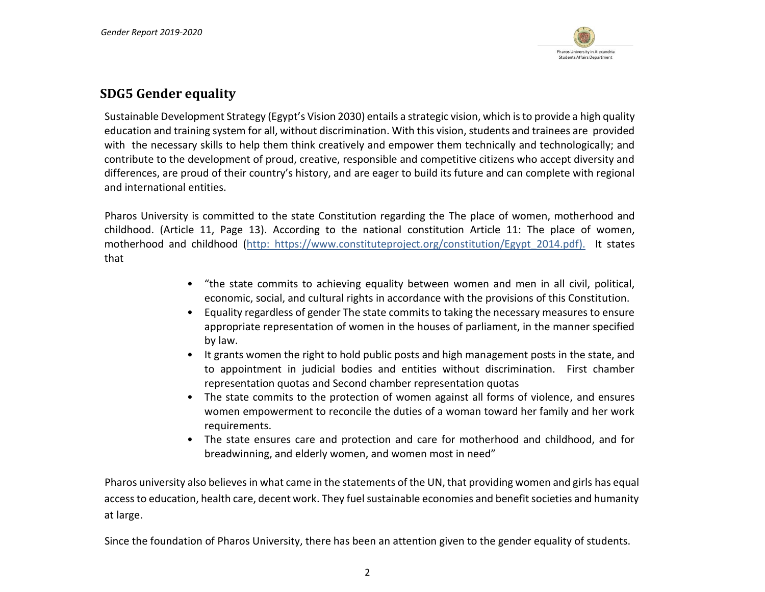## SDG5 Gender equality

Sustainable Development Strategy (Egypt's Vision 2030) entails a strategic vision, which is to provide a high quality education and training system for all, without discrimination. With this vision, students and trainees are provided with the necessary skills to help them think creatively and empower them technically and technologically; and contribute to the development of proud, creative, responsible and competitive citizens who accept diversity and differences, are proud of their country's history, and are eager to build its future and can complete with regional and international entities.

Pharos University is committed to the state Constitution regarding the The place of women, motherhood and childhood. (Article 11, Page 13). According to the national constitution Article 11: The place of women, motherhood and childhood (http: https://www.constituteproject.org/constitution/Egypt_2014.pdf). It states that

- "the state commits to achieving equality between women and men in all civil, political, economic, social, and cultural rights in accordance with the provisions of this Constitution.
- Equality regardless of gender The state commits to taking the necessary measures to ensure appropriate representation of women in the houses of parliament, in the manner specified by law.
- It grants women the right to hold public posts and high management posts in the state, and to appointment in judicial bodies and entities without discrimination. First chamber representation quotas and Second chamber representation quotas
- The state commits to the protection of women against all forms of violence, and ensures women empowerment to reconcile the duties of a woman toward her family and her work requirements.
- The state ensures care and protection and care for motherhood and childhood, and for breadwinning, and elderly women, and women most in need"

Pharos university also believes in what came in the statements of the UN, that providing women and girls has equal access to education, health care, decent work. They fuel sustainable economies and benefit societies and humanity at large.

Since the foundation of Pharos University, there has been an attention given to the gender equality of students.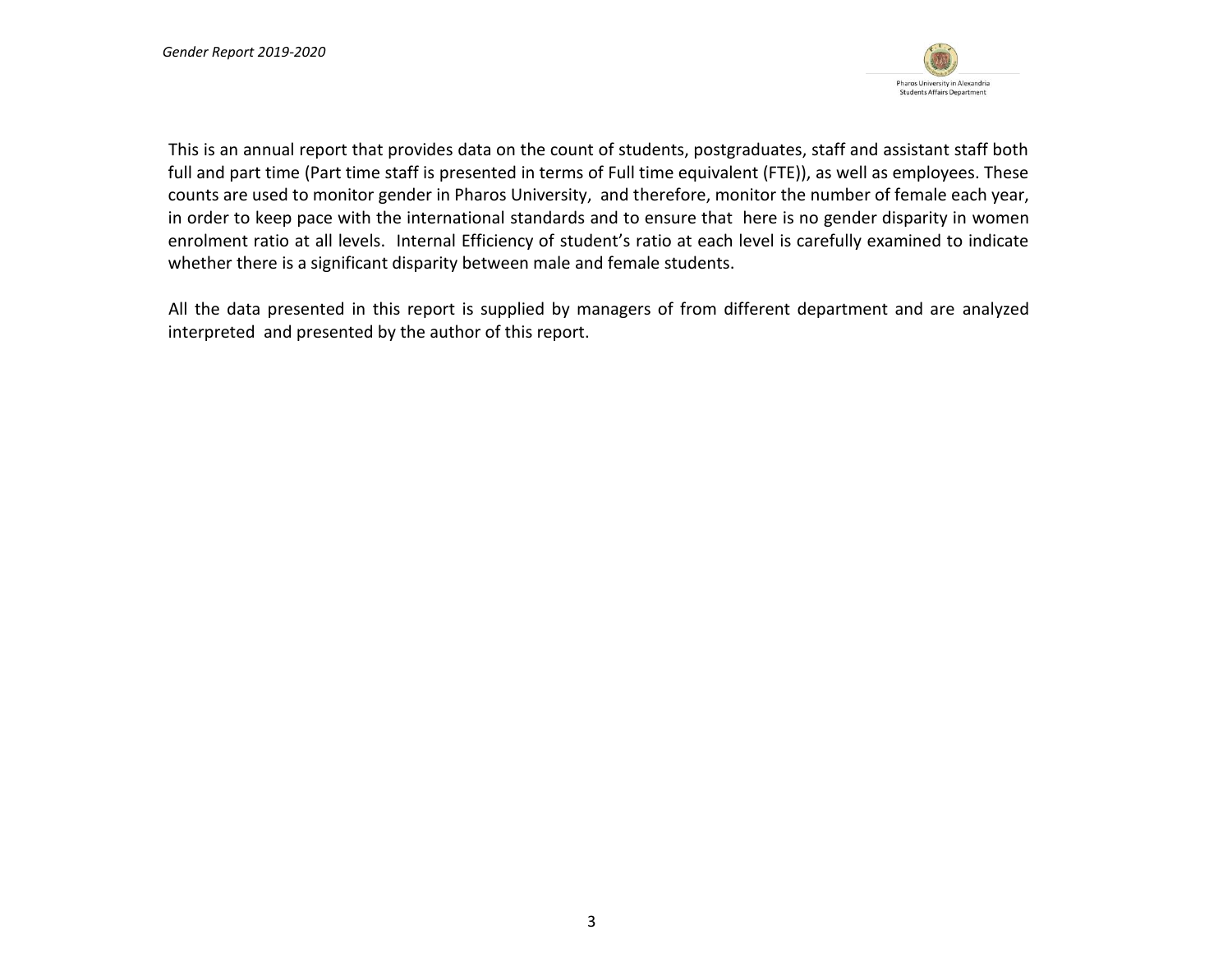This is an annual report that provides data on the count of students, postgraduates, staff and assistant staff both full and part time (Part time staff is presented in terms of Full time equivalent (FTE)), as well as employees. These counts are used to monitor gender in Pharos University, and therefore, monitor the number of female each year, in order to keep pace with the international standards and to ensure that here is no gender disparity in women enrolment ratio at all levels. Internal Efficiency of student's ratio at each level is carefully examined to indicate whether there is a significant disparity between male and female students.

All the data presented in this report is supplied by managers of from different department and are analyzed interpreted and presented by the author of this report.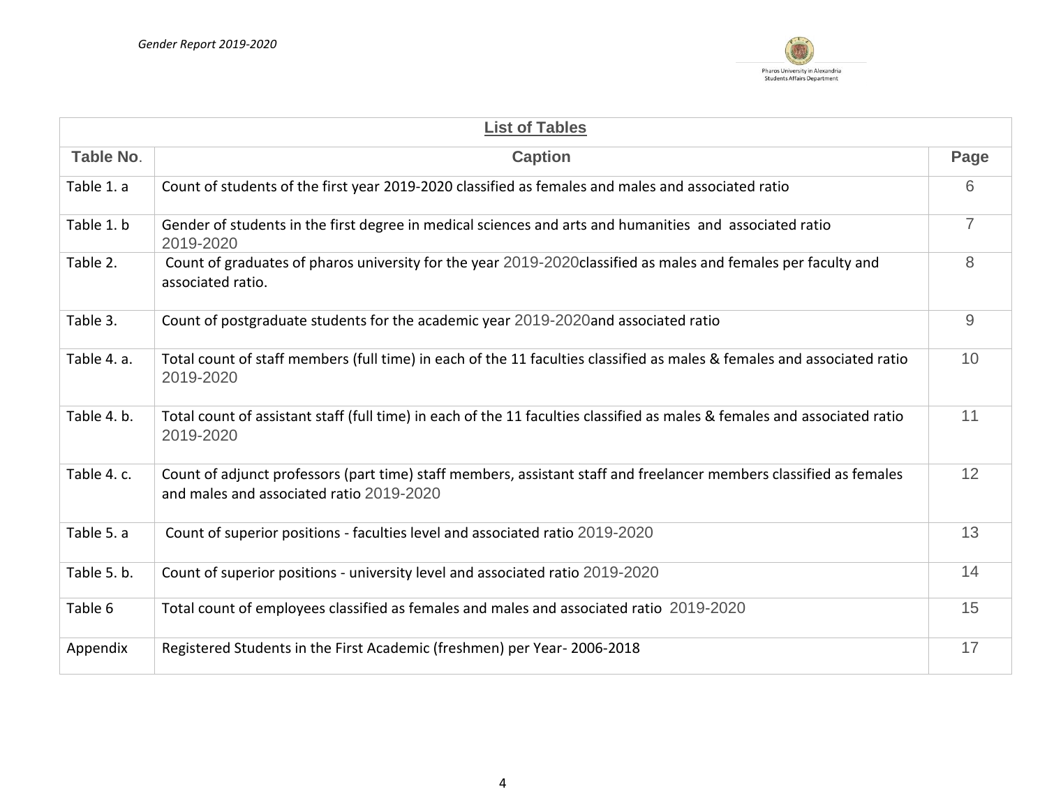| List of Tables | | |
| --- | --- | --- |
| **Table No.** | **Caption** | **Page** |
| Table 1. a | Count of students of the first year 2019-2020 classified as females and males and associated ratio | 6 |
| Table 1. b | Gender of students in the first degree in medical sciences and arts and humanities and associated ratio 2019-2020 | 7 |
| Table 2. | Count of graduates of pharos university for the year 2019-2020classified as males and females per faculty and associated ratio. | 8 |
| Table 3. | Count of postgraduate students for the academic year 2019-2020and associated ratio | 9 |
| Table 4. a. | Total count of staff members (full time) in each of the 11 faculties classified as males & females and associated ratio 2019-2020 | 10 |
| Table 4. b. | Total count of assistant staff (full time) in each of the 11 faculties classified as males & females and associated ratio 2019-2020 | 11 |
| Table 4. c. | Count of adjunct professors (part time) staff members, assistant staff and freelancer members classified as females and males and associated ratio 2019-2020 | 12 |
| Table 5. a | Count of superior positions - faculties level and associated ratio 2019-2020 | 13 |
| Table 5. b. | Count of superior positions - university level and associated ratio 2019-2020 | 14 |
| Table 6 | Total count of employees classified as females and males and associated ratio 2019-2020 | 15 |
| Appendix | Registered Students in the First Academic (freshmen) per Year- 2006-2018 | 17 |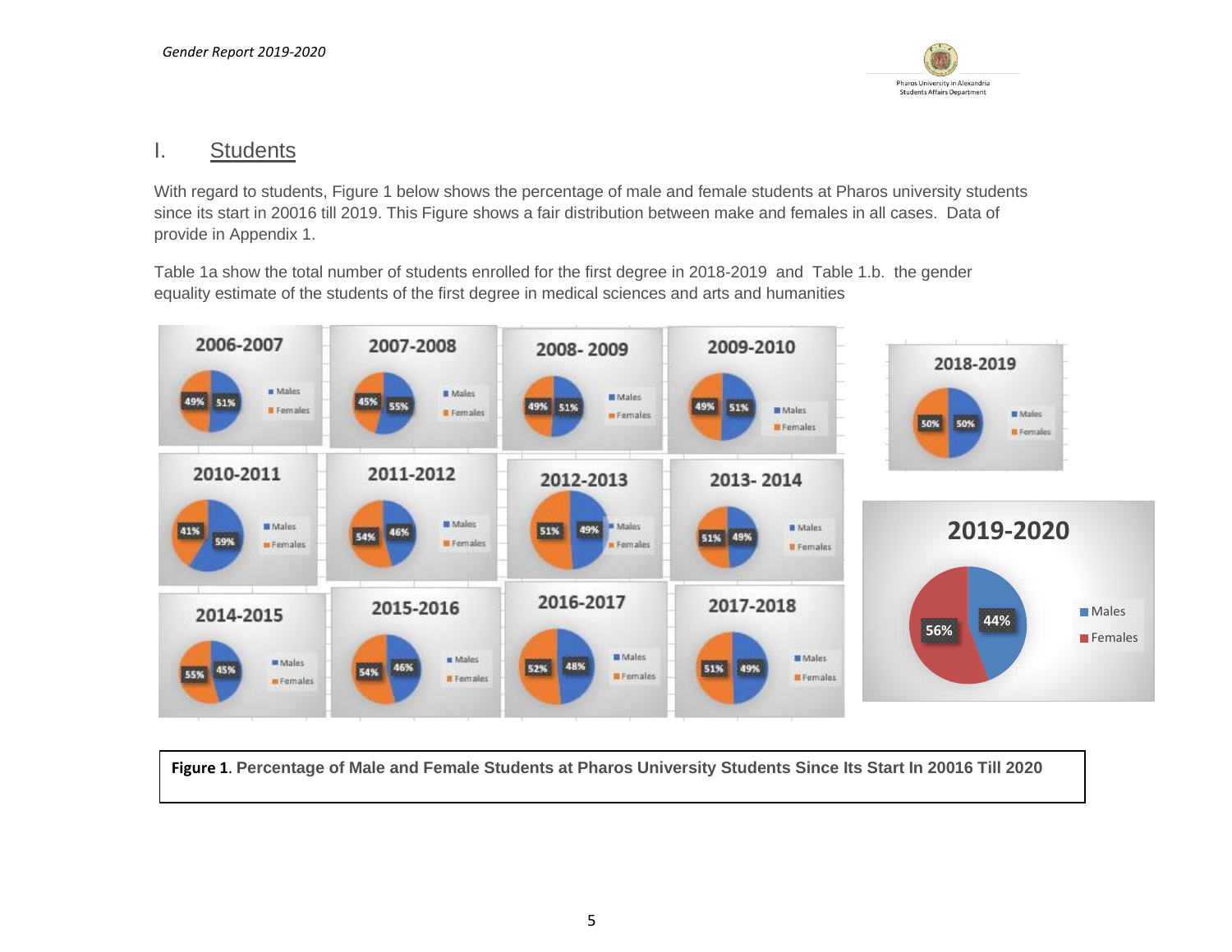## I. Students

With regard to students, Figure 1 below shows the percentage of male and female students at Pharos university students since its start in 20016 till 2019. This Figure shows a fair distribution between make and females in all cases. Data of provide in Appendix 1.

Table 1a show the total number of students enrolled for the first degree in 2018-2019 and Table 1.b. the gender equality estimate of the students of the first degree in medical sciences and arts and humanities

**Figure 1**. **Percentage of Male and Female Students at Pharos University Students Since Its Start In 20016 Till 2020**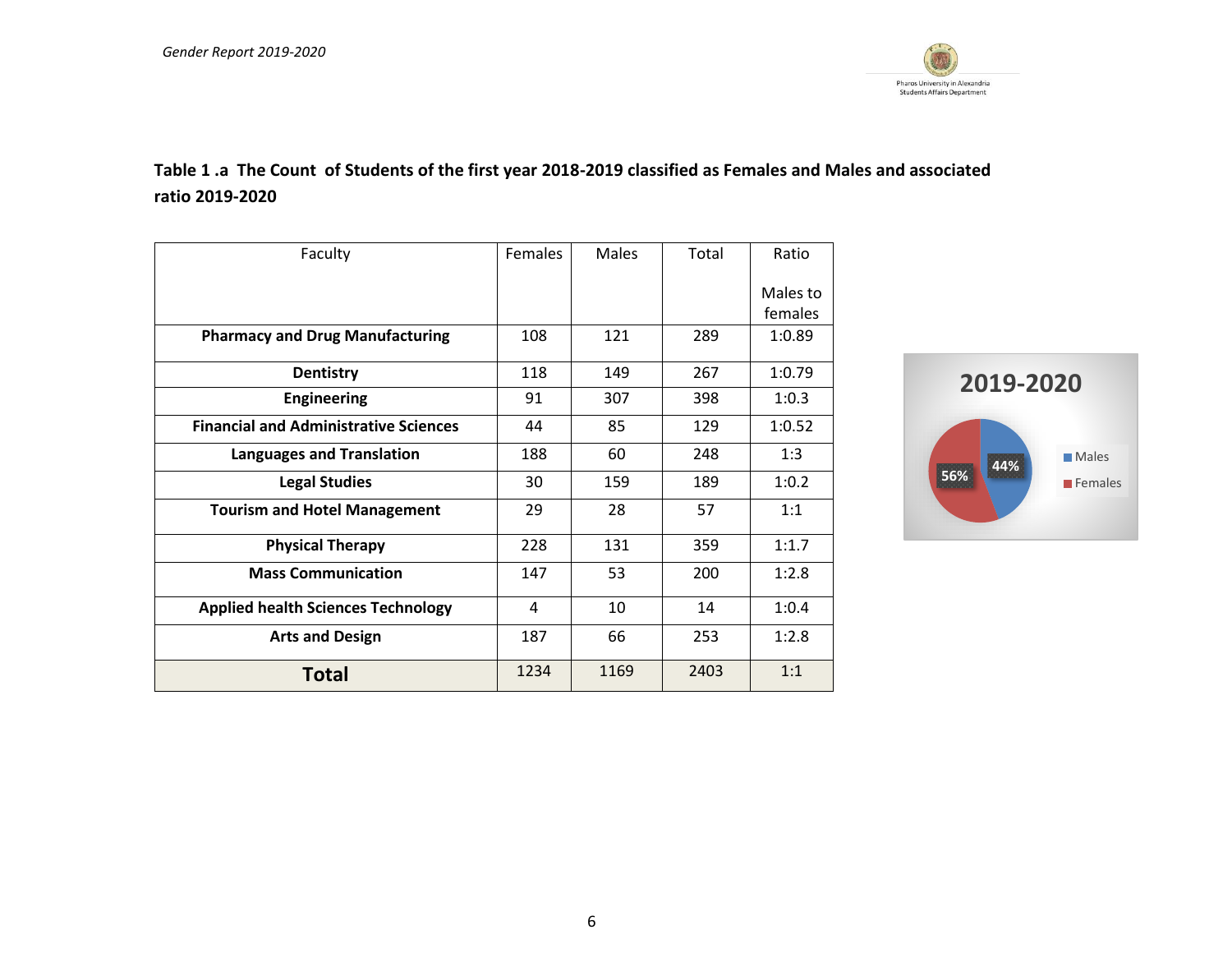**Table 1 .a The Count of Students of the first year 2018-2019 classified as Females and Males and associated ratio 2019-2020**

| Faculty | Females | Males | Total | Ratio Males to females |
|---|---|---|---|---|
| **Pharmacy and Drug Manufacturing** | 108 | 121 | 289 | 1:0.89 |
| **Dentistry** | 118 | 149 | 267 | 1:0.79 |
| **Engineering** | 91 | 307 | 398 | 1:0.3 |
| **Financial and Administrative Sciences** | 44 | 85 | 129 | 1:0.52 |
| **Languages and Translation** | 188 | 60 | 248 | 1:3 |
| **Legal Studies** | 30 | 159 | 189 | 1:0.2 |
| **Tourism and Hotel Management** | 29 | 28 | 57 | 1:1 |
| **Physical Therapy** | 228 | 131 | 359 | 1:1.7 |
| **Mass Communication** | 147 | 53 | 200 | 1:2.8 |
| **Applied health Sciences Technology** | 4 | 10 | 14 | 1:0.4 |
| **Arts and Design** | 187 | 66 | 253 | 1:2.8 |
| **Total** | 1234 | 1169 | 2403 | 1:1 |

**2019-2020**

- Males: 44%
- Females: 56%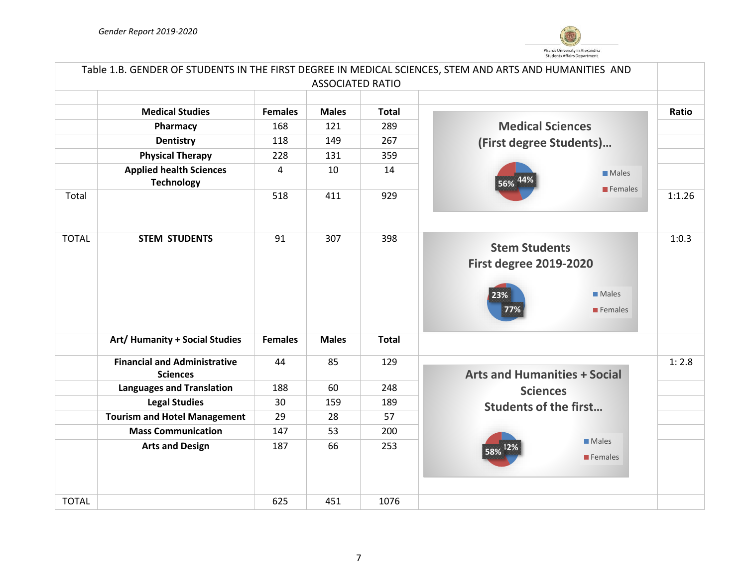Table 1.B. GENDER OF STUDENTS IN THE FIRST DEGREE IN MEDICAL SCIENCES, STEM AND ARTS AND HUMANITIES AND ASSOCIATED RATIO

| | Medical Studies | Females | Males | Total | Ratio |
|---|---|---|---|---|---|
| | Pharmacy | 168 | 121 | 289 | |
| | Dentistry | 118 | 149 | 267 | |
| | Physical Therapy | 228 | 131 | 359 | |
| | Applied health Sciences Technology | 4 | 10 | 14 | |
| Total | | 518 | 411 | 929 | 1:1.26 |
| TOTAL | STEM STUDENTS | 91 | 307 | 398 | 1:0.3 |
| | Art/ Humanity + Social Studies | Females | Males | Total | |
| | Financial and Administrative Sciences | 44 | 85 | 129 | 1: 2.8 |
| | Languages and Translation | 188 | 60 | 248 | |
| | Legal Studies | 30 | 159 | 189 | |
| | Tourism and Hotel Management | 29 | 28 | 57 | |
| | Mass Communication | 147 | 53 | 200 | |
| | Arts and Design | 187 | 66 | 253 | |
| TOTAL | | 625 | 451 | 1076 | |

**Medical Sciences (First degree Students)…**

Males 44%, Females 56%

**Stem Students First degree 2019-2020**

Males 77%, Females 23%

**Arts and Humanities + Social Sciences Students of the first…**

Males 42%, Females 58%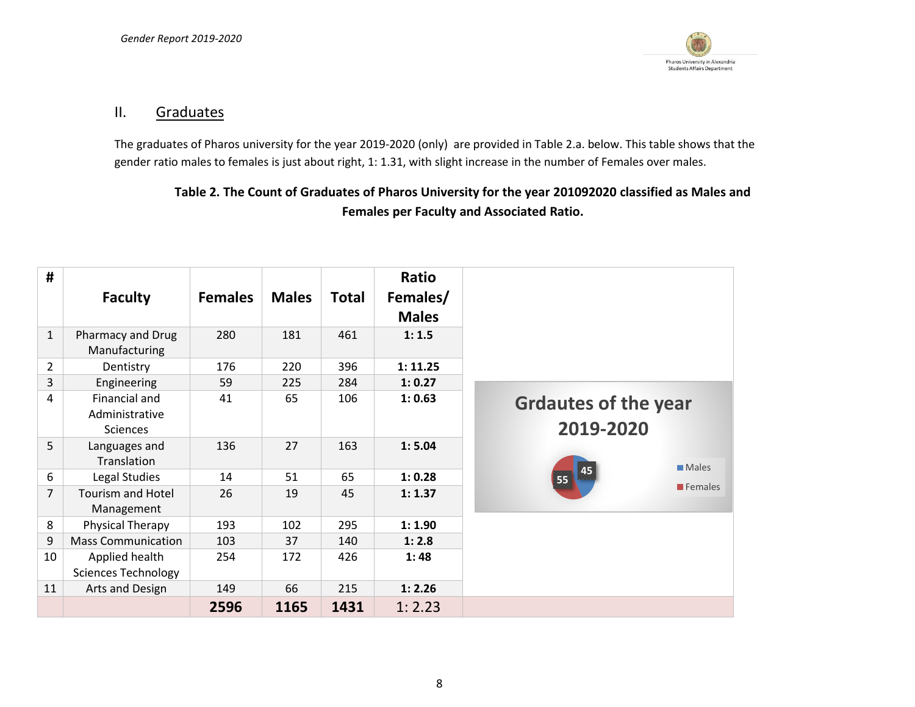## II. Graduates

The graduates of Pharos university for the year 2019-2020 (only) are provided in Table 2.a. below. This table shows that the gender ratio males to females is just about right, 1: 1.31, with slight increase in the number of Females over males.

**Table 2. The Count of Graduates of Pharos University for the year 201092020 classified as Males and Females per Faculty and Associated Ratio.**

| # | Faculty | Females | Males | Total | Ratio Females/ Males |
|---|---|---|---|---|---|
| 1 | Pharmacy and Drug Manufacturing | 280 | 181 | 461 | **1: 1.5** |
| 2 | Dentistry | 176 | 220 | 396 | **1: 11.25** |
| 3 | Engineering | 59 | 225 | 284 | **1: 0.27** |
| 4 | Financial and Administrative Sciences | 41 | 65 | 106 | **1: 0.63** |
| 5 | Languages and Translation | 136 | 27 | 163 | **1: 5.04** |
| 6 | Legal Studies | 14 | 51 | 65 | **1: 0.28** |
| 7 | Tourism and Hotel Management | 26 | 19 | 45 | **1: 1.37** |
| 8 | Physical Therapy | 193 | 102 | 295 | **1: 1.90** |
| 9 | Mass Communication | 103 | 37 | 140 | **1: 2.8** |
| 10 | Applied health Sciences Technology | 254 | 172 | 426 | **1: 48** |
| 11 | Arts and Design | 149 | 66 | 215 | **1: 2.26** |
| | | **2596** | **1165** | **1431** | 1: 2.23 |

**Grdautes of the year 2019-2020**

| | % |
|---|---|
| Males | 45 |
| Females | 55 |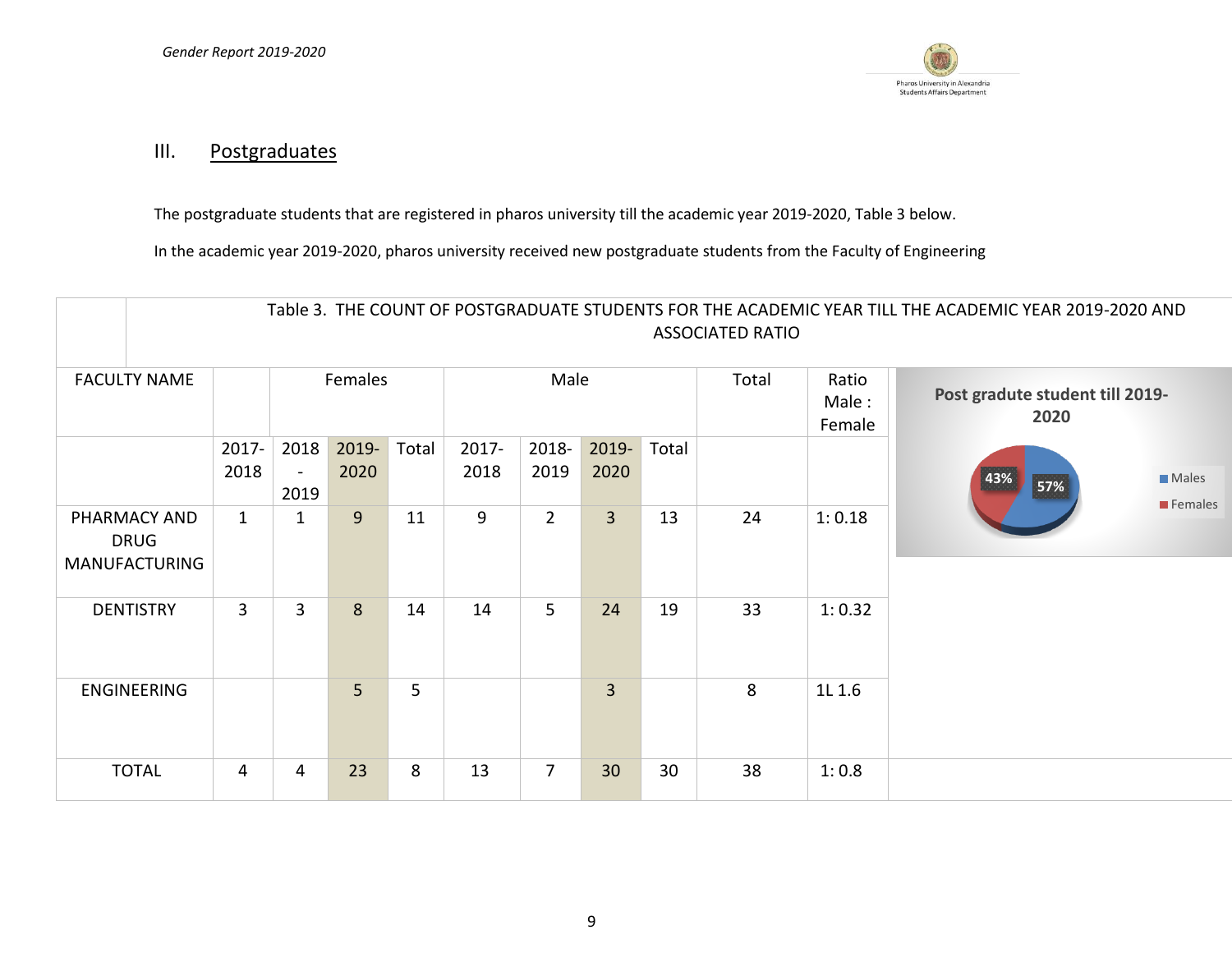## III. Postgraduates

The postgraduate students that are registered in pharos university till the academic year 2019-2020, Table 3 below.

In the academic year 2019-2020, pharos university received new postgraduate students from the Faculty of Engineering

Table 3. THE COUNT OF POSTGRADUATE STUDENTS FOR THE ACADEMIC YEAR TILL THE ACADEMIC YEAR 2019-2020 AND ASSOCIATED RATIO

| FACULTY NAME | Females | | | | Male | | | | Total | Ratio Male : Female |
|---|---|---|---|---|---|---|---|---|---|---|
| | 2017-2018 | 2018-2019 | 2019-2020 | Total | 2017-2018 | 2018-2019 | 2019-2020 | Total | | |
| PHARMACY AND DRUG MANUFACTURING | 1 | 1 | 9 | 11 | 9 | 2 | 3 | 13 | 24 | 1: 0.18 |
| DENTISTRY | 3 | 3 | 8 | 14 | 14 | 5 | 24 | 19 | 33 | 1: 0.32 |
| ENGINEERING | | | 5 | 5 | | | 3 | | 8 | 1L 1.6 |
| TOTAL | 4 | 4 | 23 | 8 | 13 | 7 | 30 | 30 | 38 | 1: 0.8 |

Post gradute student till 2019-2020

- Males: 57%
- Females: 43%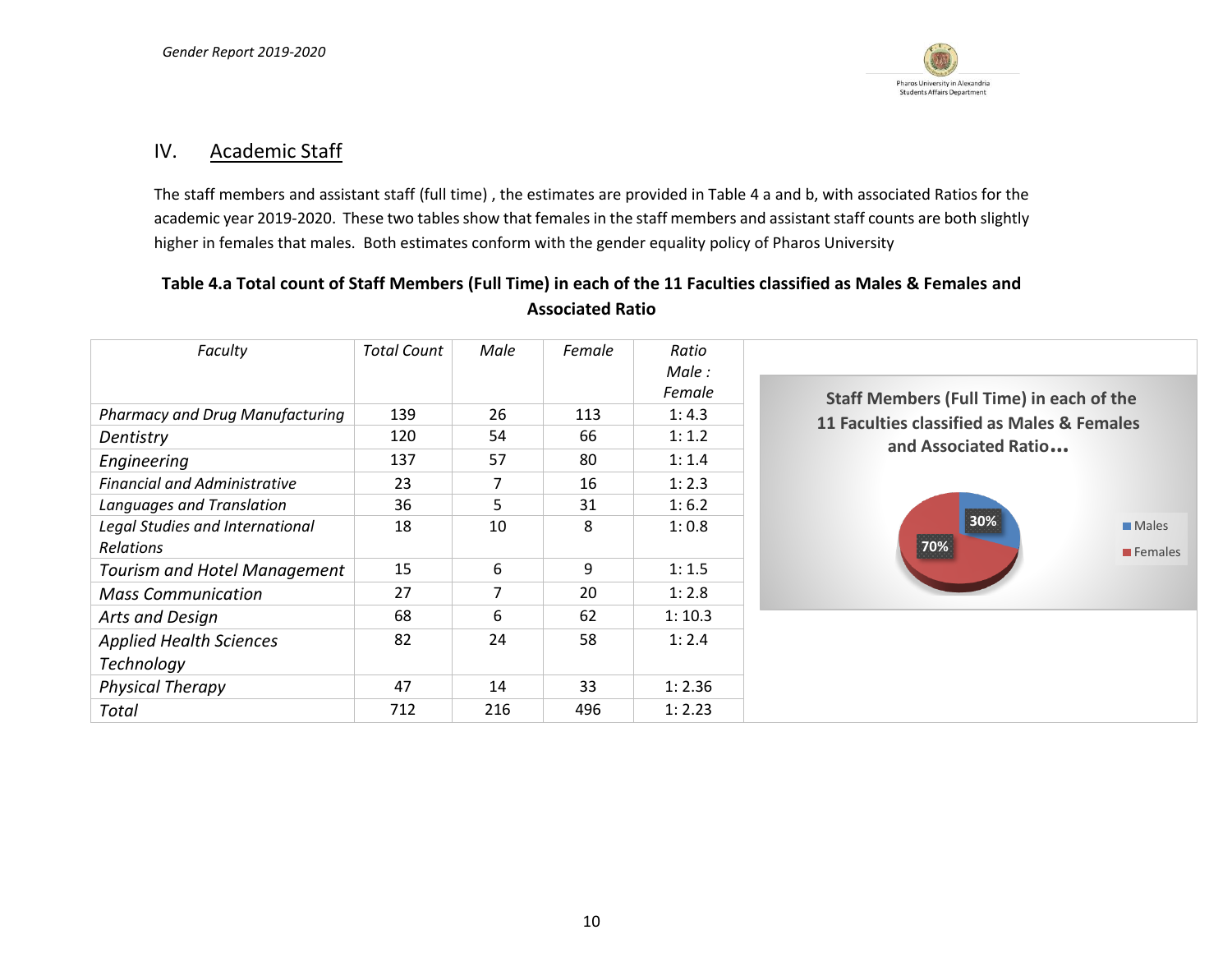## IV. Academic Staff

The staff members and assistant staff (full time) , the estimates are provided in Table 4 a and b, with associated Ratios for the academic year 2019-2020. These two tables show that females in the staff members and assistant staff counts are both slightly higher in females that males. Both estimates conform with the gender equality policy of Pharos University

**Table 4.a Total count of Staff Members (Full Time) in each of the 11 Faculties classified as Males & Females and Associated Ratio**

| *Faculty* | *Total Count* | *Male* | *Female* | *Ratio Male : Female* |
|---|---|---|---|---|
| *Pharmacy and Drug Manufacturing* | 139 | 26 | 113 | 1: 4.3 |
| *Dentistry* | 120 | 54 | 66 | 1: 1.2 |
| *Engineering* | 137 | 57 | 80 | 1: 1.4 |
| *Financial and Administrative* | 23 | 7 | 16 | 1: 2.3 |
| *Languages and Translation* | 36 | 5 | 31 | 1: 6.2 |
| *Legal Studies and International Relations* | 18 | 10 | 8 | 1: 0.8 |
| *Tourism and Hotel Management* | 15 | 6 | 9 | 1: 1.5 |
| *Mass Communication* | 27 | 7 | 20 | 1: 2.8 |
| *Arts and Design* | 68 | 6 | 62 | 1: 10.3 |
| *Applied Health Sciences Technology* | 82 | 24 | 58 | 1: 2.4 |
| *Physical Therapy* | 47 | 14 | 33 | 1: 2.36 |
| *Total* | 712 | 216 | 496 | 1: 2.23 |

**Staff Members (Full Time) in each of the 11 Faculties classified as Males & Females and Associated Ratio...**

| | % |
|---|---|
| Males | 30% |
| Females | 70% |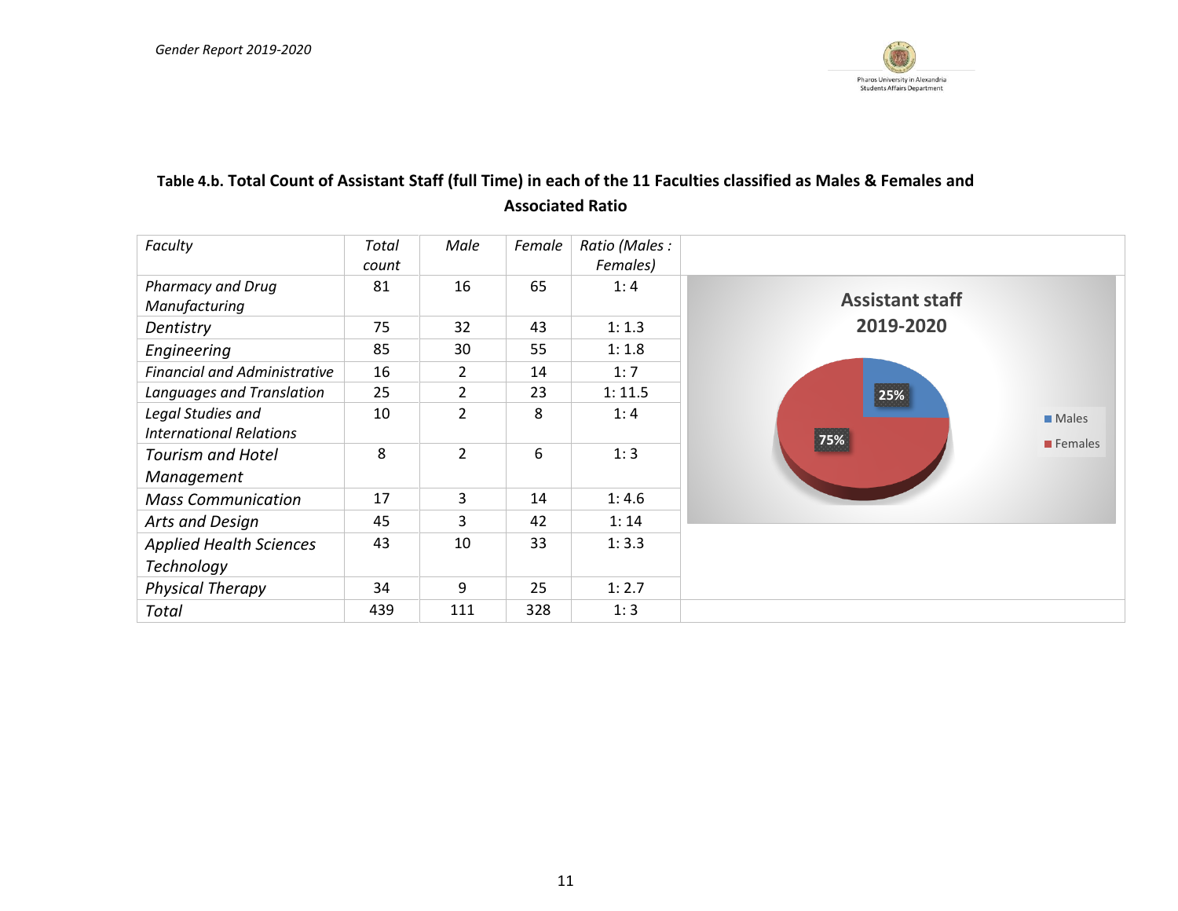**Table 4.b. Total Count of Assistant Staff (full Time) in each of the 11 Faculties classified as Males & Females and Associated Ratio**

| *Faculty* | *Total count* | *Male* | *Female* | *Ratio (Males : Females)* |
|---|---|---|---|---|
| *Pharmacy and Drug Manufacturing* | 81 | 16 | 65 | 1: 4 |
| *Dentistry* | 75 | 32 | 43 | 1: 1.3 |
| *Engineering* | 85 | 30 | 55 | 1: 1.8 |
| *Financial and Administrative* | 16 | 2 | 14 | 1: 7 |
| *Languages and Translation* | 25 | 2 | 23 | 1: 11.5 |
| *Legal Studies and International Relations* | 10 | 2 | 8 | 1: 4 |
| *Tourism and Hotel Management* | 8 | 2 | 6 | 1: 3 |
| *Mass Communication* | 17 | 3 | 14 | 1: 4.6 |
| *Arts and Design* | 45 | 3 | 42 | 1: 14 |
| *Applied Health Sciences Technology* | 43 | 10 | 33 | 1: 3.3 |
| *Physical Therapy* | 34 | 9 | 25 | 1: 2.7 |
| *Total* | 439 | 111 | 328 | 1: 3 |

**Assistant staff 2019-2020**

| | Percentage |
|---|---|
| Males | 25% |
| Females | 75% |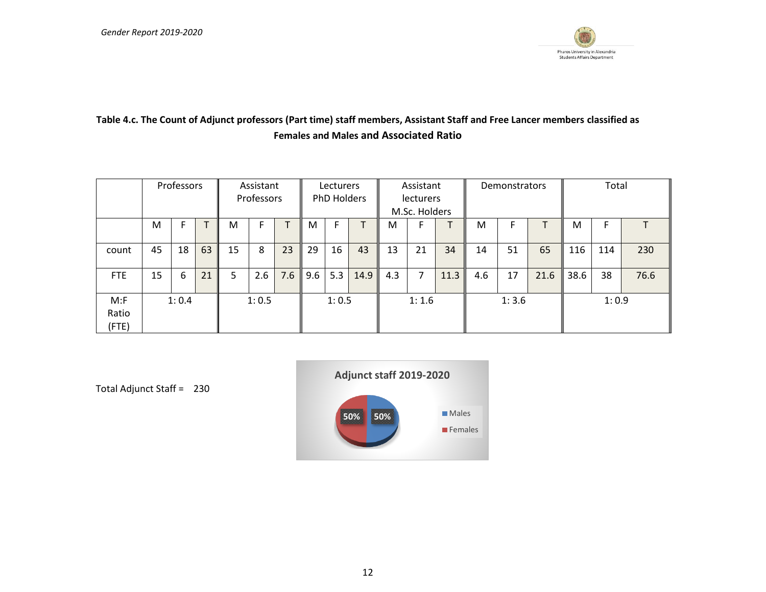**Table 4.c. The Count of Adjunct professors (Part time) staff members, Assistant Staff and Free Lancer members classified as Females and Males and Associated Ratio**

| | Professors | | | Assistant Professors | | | Lecturers PhD Holders | | | Assistant lecturers M.Sc. Holders | | | Demonstrators | | | Total | | |
|---|---|---|---|---|---|---|---|---|---|---|---|---|---|---|---|---|---|---|
| | M | F | T | M | F | T | M | F | T | M | F | T | M | F | T | M | F | T |
| count | 45 | 18 | 63 | 15 | 8 | 23 | 29 | 16 | 43 | 13 | 21 | 34 | 14 | 51 | 65 | 116 | 114 | 230 |
| FTE | 15 | 6 | 21 | 5 | 2.6 | 7.6 | 9.6 | 5.3 | 14.9 | 4.3 | 7 | 11.3 | 4.6 | 17 | 21.6 | 38.6 | 38 | 76.6 |
| M:F Ratio (FTE) | 1: 0.4 | | | 1: 0.5 | | | 1: 0.5 | | | 1: 1.6 | | | 1: 3.6 | | | 1: 0.9 | | |

Total Adjunct Staff = 230

**Adjunct staff 2019-2020**

| | Percentage |
|---|---|
| Males | 50% |
| Females | 50% |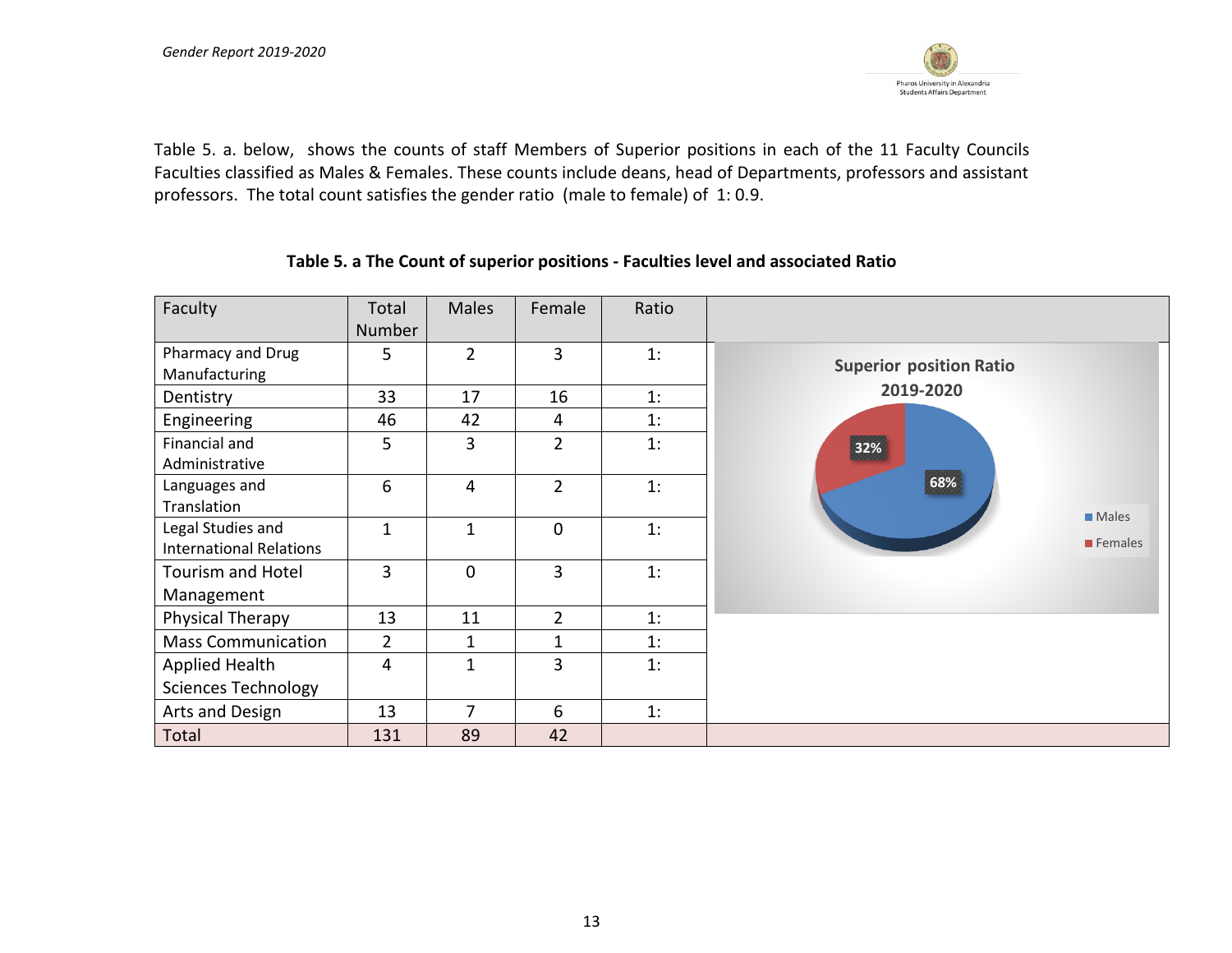Table 5. a. below, shows the counts of staff Members of Superior positions in each of the 11 Faculty Councils Faculties classified as Males & Females. These counts include deans, head of Departments, professors and assistant professors. The total count satisfies the gender ratio (male to female) of 1: 0.9.

**Table 5. a The Count of superior positions - Faculties level and associated Ratio**

| Faculty | Total Number | Males | Female | Ratio |
|---|---|---|---|---|
| Pharmacy and Drug Manufacturing | 5 | 2 | 3 | 1: |
| Dentistry | 33 | 17 | 16 | 1: |
| Engineering | 46 | 42 | 4 | 1: |
| Financial and Administrative | 5 | 3 | 2 | 1: |
| Languages and Translation | 6 | 4 | 2 | 1: |
| Legal Studies and International Relations | 1 | 1 | 0 | 1: |
| Tourism and Hotel Management | 3 | 0 | 3 | 1: |
| Physical Therapy | 13 | 11 | 2 | 1: |
| Mass Communication | 2 | 1 | 1 | 1: |
| Applied Health Sciences Technology | 4 | 1 | 3 | 1: |
| Arts and Design | 13 | 7 | 6 | 1: |
| Total | 131 | 89 | 42 | |

**Superior position Ratio 2019-2020**

- Males: 68%
- Females: 32%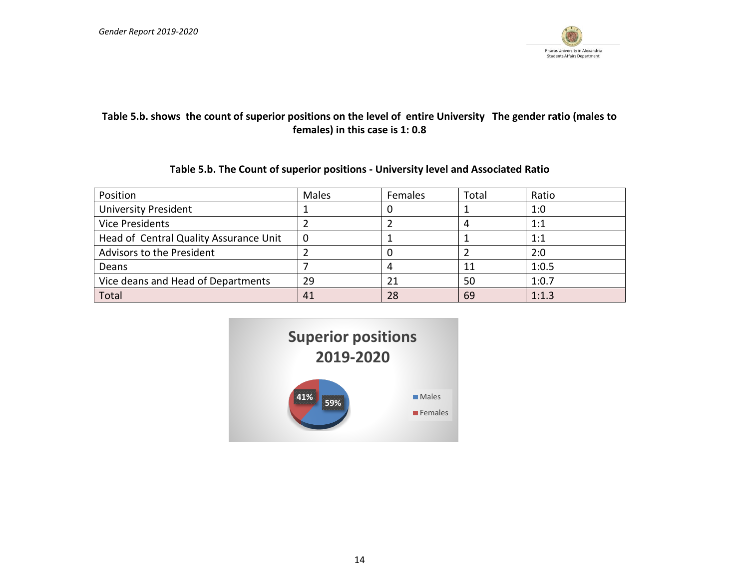**Table 5.b. shows the count of superior positions on the level of entire University The gender ratio (males to females) in this case is 1: 0.8**

**Table 5.b. The Count of superior positions - University level and Associated Ratio**

| Position | Males | Females | Total | Ratio |
|---|---|---|---|---|
| University President | 1 | 0 | 1 | 1:0 |
| Vice Presidents | 2 | 2 | 4 | 1:1 |
| Head of Central Quality Assurance Unit | 0 | 1 | 1 | 1:1 |
| Advisors to the President | 2 | 0 | 2 | 2:0 |
| Deans | 7 | 4 | 11 | 1:0.5 |
| Vice deans and Head of Departments | 29 | 21 | 50 | 1:0.7 |
| Total | 41 | 28 | 69 | 1:1.3 |

**Superior positions 2019-2020**

- Males: 59%
- Females: 41%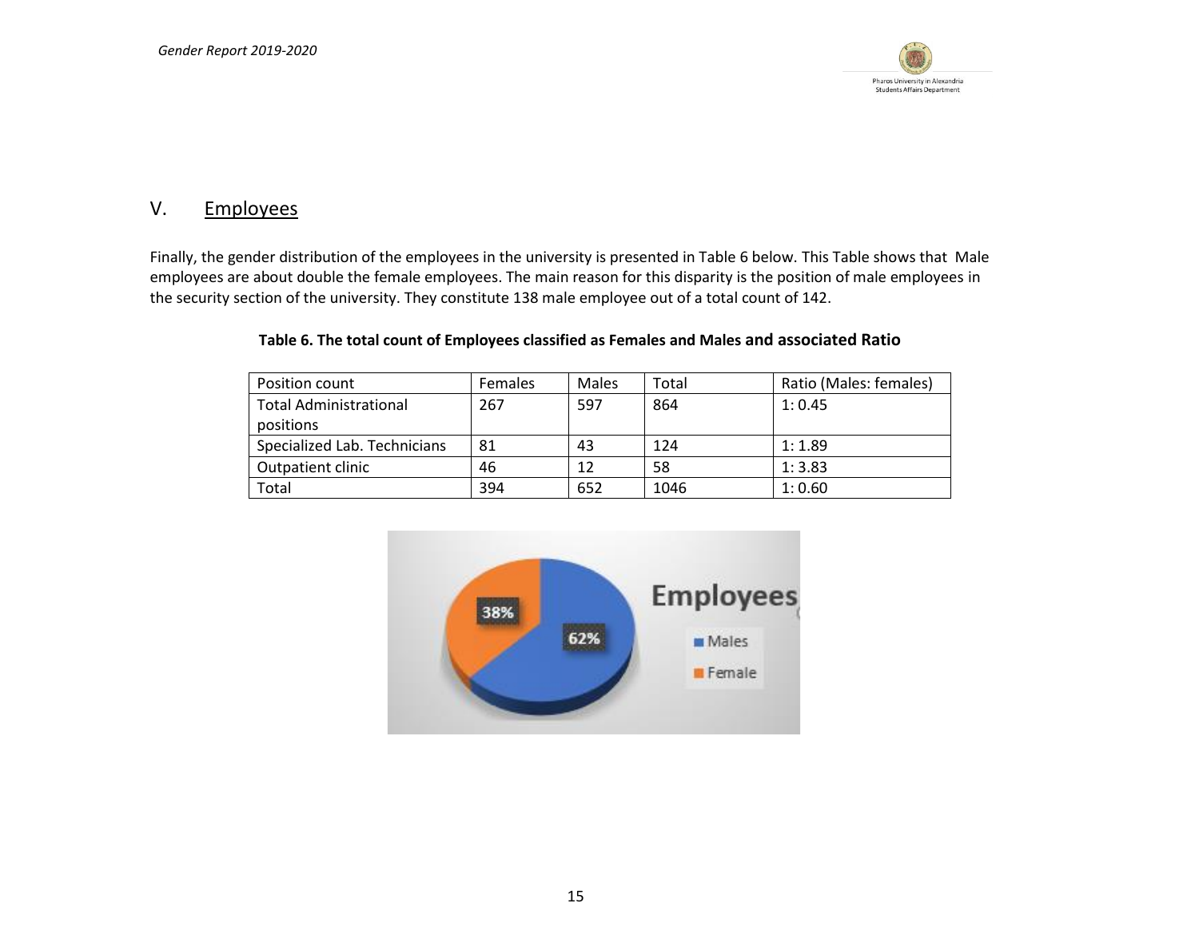## V. Employees

Finally, the gender distribution of the employees in the university is presented in Table 6 below. This Table shows that Male employees are about double the female employees. The main reason for this disparity is the position of male employees in the security section of the university. They constitute 138 male employee out of a total count of 142.

**Table 6. The total count of Employees classified as Females and Males and associated Ratio**

| Position count | Females | Males | Total | Ratio (Males: females) |
|---|---|---|---|---|
| Total Administrational positions | 267 | 597 | 864 | 1: 0.45 |
| Specialized Lab. Technicians | 81 | 43 | 124 | 1: 1.89 |
| Outpatient clinic | 46 | 12 | 58 | 1: 3.83 |
| Total | 394 | 652 | 1046 | 1: 0.60 |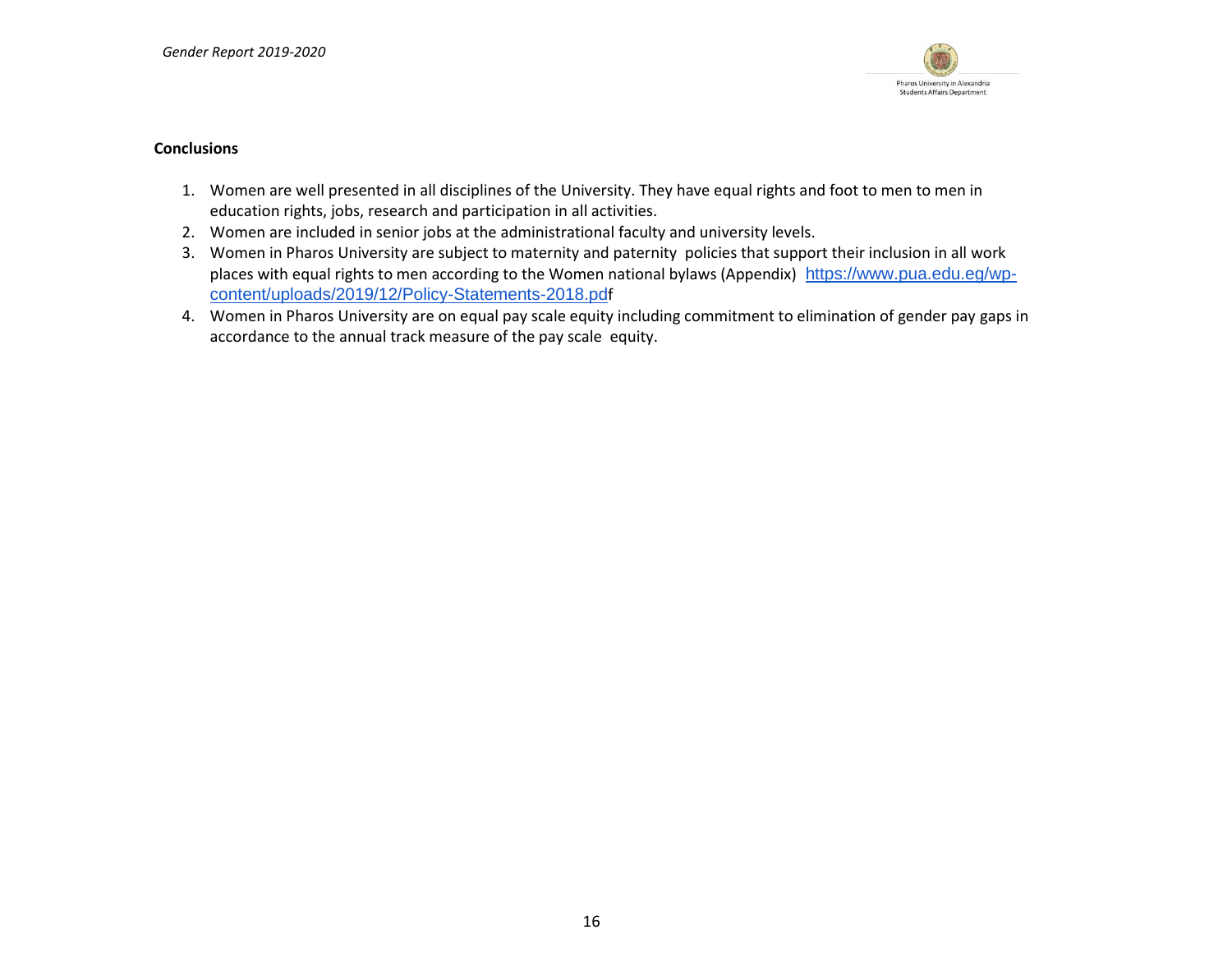**Conclusions**

1. Women are well presented in all disciplines of the University. They have equal rights and foot to men to men in education rights, jobs, research and participation in all activities.
2. Women are included in senior jobs at the administrational faculty and university levels.
3. Women in Pharos University are subject to maternity and paternity policies that support their inclusion in all work places with equal rights to men according to the Women national bylaws (Appendix) https://www.pua.edu.eg/wp-content/uploads/2019/12/Policy-Statements-2018.pdf
4. Women in Pharos University are on equal pay scale equity including commitment to elimination of gender pay gaps in accordance to the annual track measure of the pay scale equity.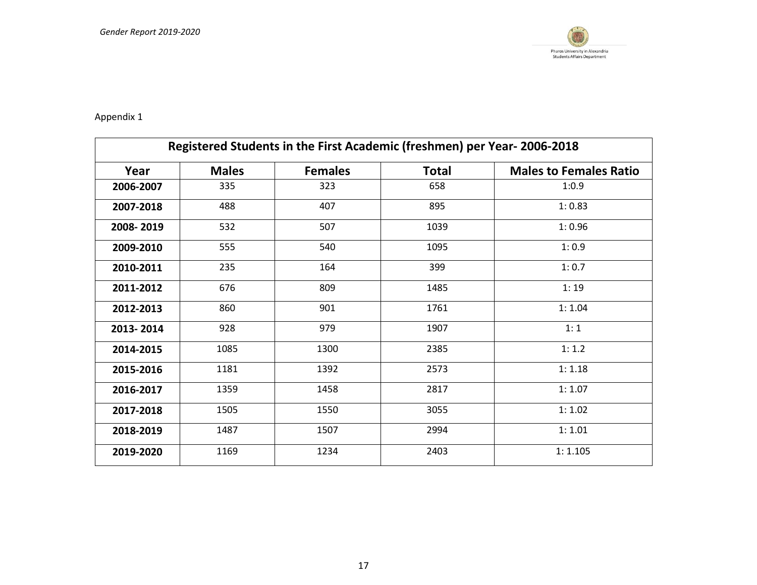Appendix 1

| Registered Students in the First Academic (freshmen) per Year- 2006-2018 | | | | |
|---|---|---|---|---|
| **Year** | **Males** | **Females** | **Total** | **Males to Females Ratio** |
| **2006-2007** | 335 | 323 | 658 | 1:0.9 |
| **2007-2018** | 488 | 407 | 895 | 1: 0.83 |
| **2008- 2019** | 532 | 507 | 1039 | 1: 0.96 |
| **2009-2010** | 555 | 540 | 1095 | 1: 0.9 |
| **2010-2011** | 235 | 164 | 399 | 1: 0.7 |
| **2011-2012** | 676 | 809 | 1485 | 1: 19 |
| **2012-2013** | 860 | 901 | 1761 | 1: 1.04 |
| **2013- 2014** | 928 | 979 | 1907 | 1: 1 |
| **2014-2015** | 1085 | 1300 | 2385 | 1: 1.2 |
| **2015-2016** | 1181 | 1392 | 2573 | 1: 1.18 |
| **2016-2017** | 1359 | 1458 | 2817 | 1: 1.07 |
| **2017-2018** | 1505 | 1550 | 3055 | 1: 1.02 |
| **2018-2019** | 1487 | 1507 | 2994 | 1: 1.01 |
| **2019-2020** | 1169 | 1234 | 2403 | 1: 1.105 |